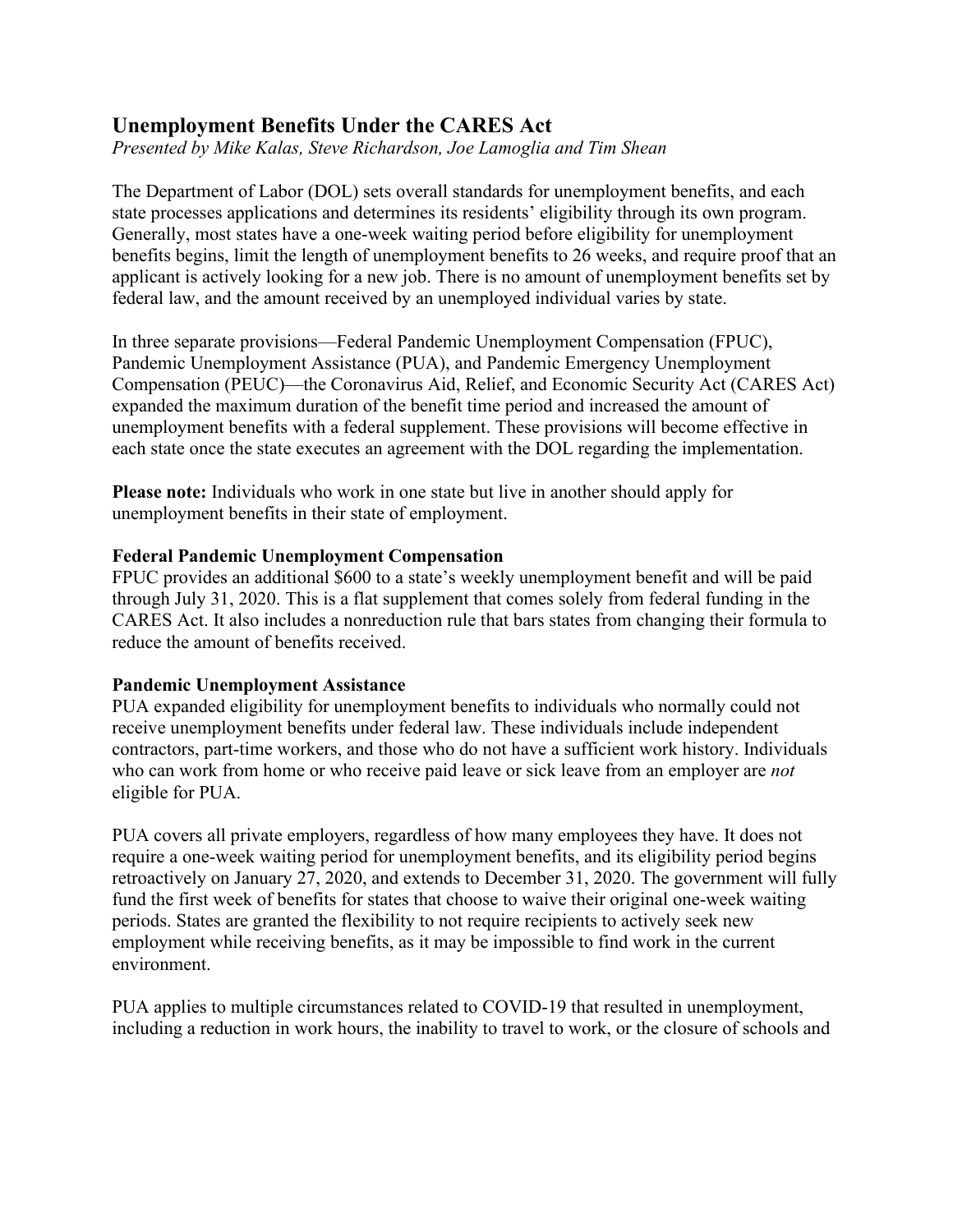## Unemployment Benefits Under the CARES Act

*Presented by Mike Kalas, Steve Richardson, Joe Lamoglia and Tim Shean*

The Department of Labor (DOL) sets overall standards for unemployment benefits, and each state processes applications and determines its residents' eligibility through its own program. Generally, most states have a one-week waiting period before eligibility for unemployment benefits begins, limit the length of unemployment benefits to 26 weeks, and require proof that an applicant is actively looking for a new job. There is no amount of unemployment benefits set by federal law, and the amount received by an unemployed individual varies by state.

In three separate provisions—Federal Pandemic Unemployment Compensation (FPUC), Pandemic Unemployment Assistance (PUA), and Pandemic Emergency Unemployment Compensation (PEUC)—the Coronavirus Aid, Relief, and Economic Security Act (CARES Act) expanded the maximum duration of the benefit time period and increased the amount of unemployment benefits with a federal supplement. These provisions will become effective in each state once the state executes an agreement with the DOL regarding the implementation.

**Please note:** Individuals who work in one state but live in another should apply for unemployment benefits in their state of employment.

**Federal Pandemic Unemployment Compensation**

FPUC provides an additional $600 to a state's weekly unemployment benefit and will be paid through July 31, 2020. This is a flat supplement that comes solely from federal funding in the CARES Act. It also includes a nonreduction rule that bars states from changing their formula to reduce the amount of benefits received.

**Pandemic Unemployment Assistance**

PUA expanded eligibility for unemployment benefits to individuals who normally could not receive unemployment benefits under federal law. These individuals include independent contractors, part-time workers, and those who do not have a sufficient work history. Individuals who can work from home or who receive paid leave or sick leave from an employer are *not* eligible for PUA.

PUA covers all private employers, regardless of how many employees they have. It does not require a one-week waiting period for unemployment benefits, and its eligibility period begins retroactively on January 27, 2020, and extends to December 31, 2020. The government will fully fund the first week of benefits for states that choose to waive their original one-week waiting periods. States are granted the flexibility to not require recipients to actively seek new employment while receiving benefits, as it may be impossible to find work in the current environment.

PUA applies to multiple circumstances related to COVID-19 that resulted in unemployment, including a reduction in work hours, the inability to travel to work, or the closure of schools and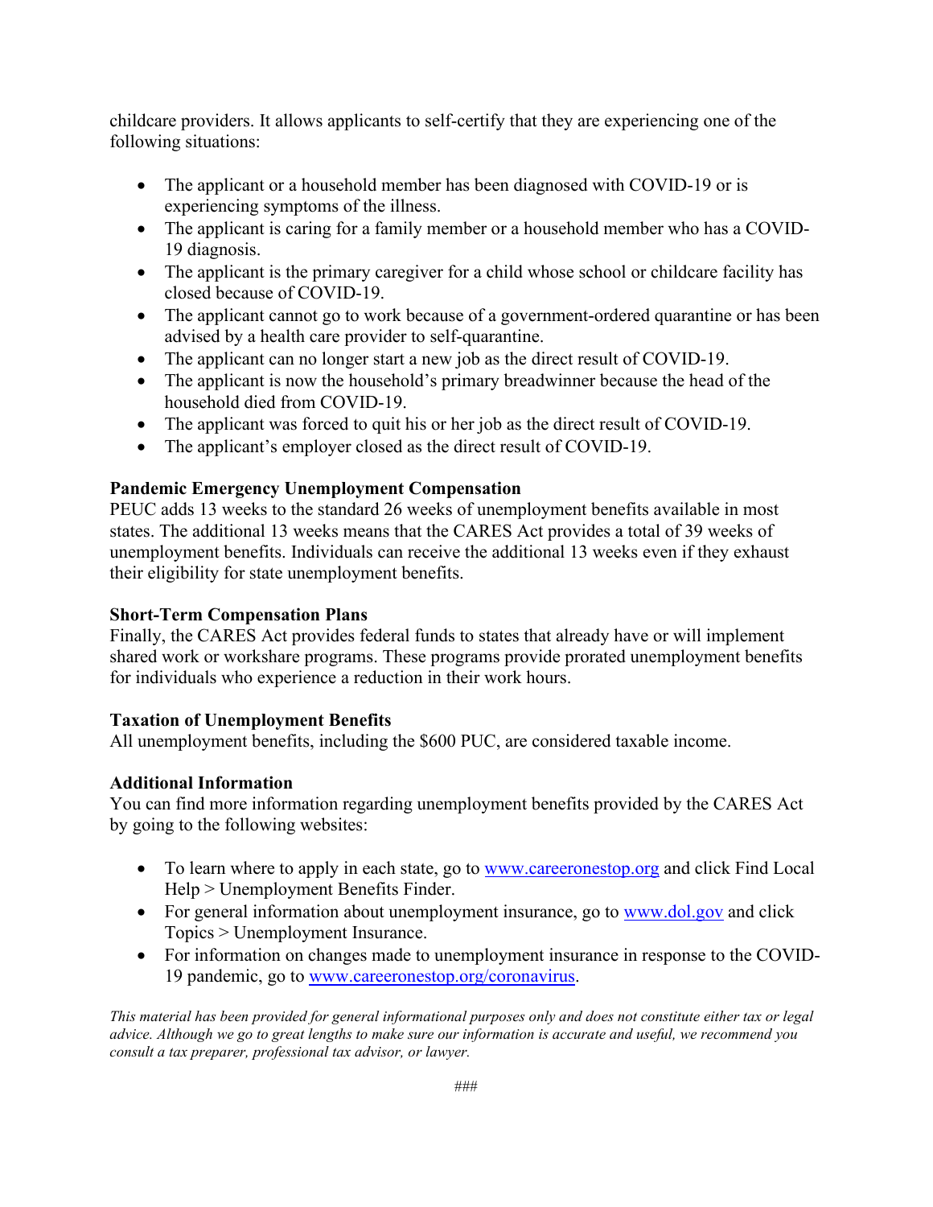childcare providers. It allows applicants to self-certify that they are experiencing one of the following situations:

- The applicant or a household member has been diagnosed with COVID-19 or is experiencing symptoms of the illness.
- The applicant is caring for a family member or a household member who has a COVID-19 diagnosis.
- The applicant is the primary caregiver for a child whose school or childcare facility has closed because of COVID-19.
- The applicant cannot go to work because of a government-ordered quarantine or has been advised by a health care provider to self-quarantine.
- The applicant can no longer start a new job as the direct result of COVID-19.
- The applicant is now the household's primary breadwinner because the head of the household died from COVID-19.
- The applicant was forced to quit his or her job as the direct result of COVID-19.
- The applicant's employer closed as the direct result of COVID-19.

**Pandemic Emergency Unemployment Compensation**
PEUC adds 13 weeks to the standard 26 weeks of unemployment benefits available in most states. The additional 13 weeks means that the CARES Act provides a total of 39 weeks of unemployment benefits. Individuals can receive the additional 13 weeks even if they exhaust their eligibility for state unemployment benefits.

**Short-Term Compensation Plans**
Finally, the CARES Act provides federal funds to states that already have or will implement shared work or workshare programs. These programs provide prorated unemployment benefits for individuals who experience a reduction in their work hours.

**Taxation of Unemployment Benefits**
All unemployment benefits, including the $600 PUC, are considered taxable income.

**Additional Information**
You can find more information regarding unemployment benefits provided by the CARES Act by going to the following websites:

- To learn where to apply in each state, go to www.careeronestop.org and click Find Local Help > Unemployment Benefits Finder.
- For general information about unemployment insurance, go to www.dol.gov and click Topics > Unemployment Insurance.
- For information on changes made to unemployment insurance in response to the COVID-19 pandemic, go to www.careeronestop.org/coronavirus.

*This material has been provided for general informational purposes only and does not constitute either tax or legal advice. Although we go to great lengths to make sure our information is accurate and useful, we recommend you consult a tax preparer, professional tax advisor, or lawyer.*

###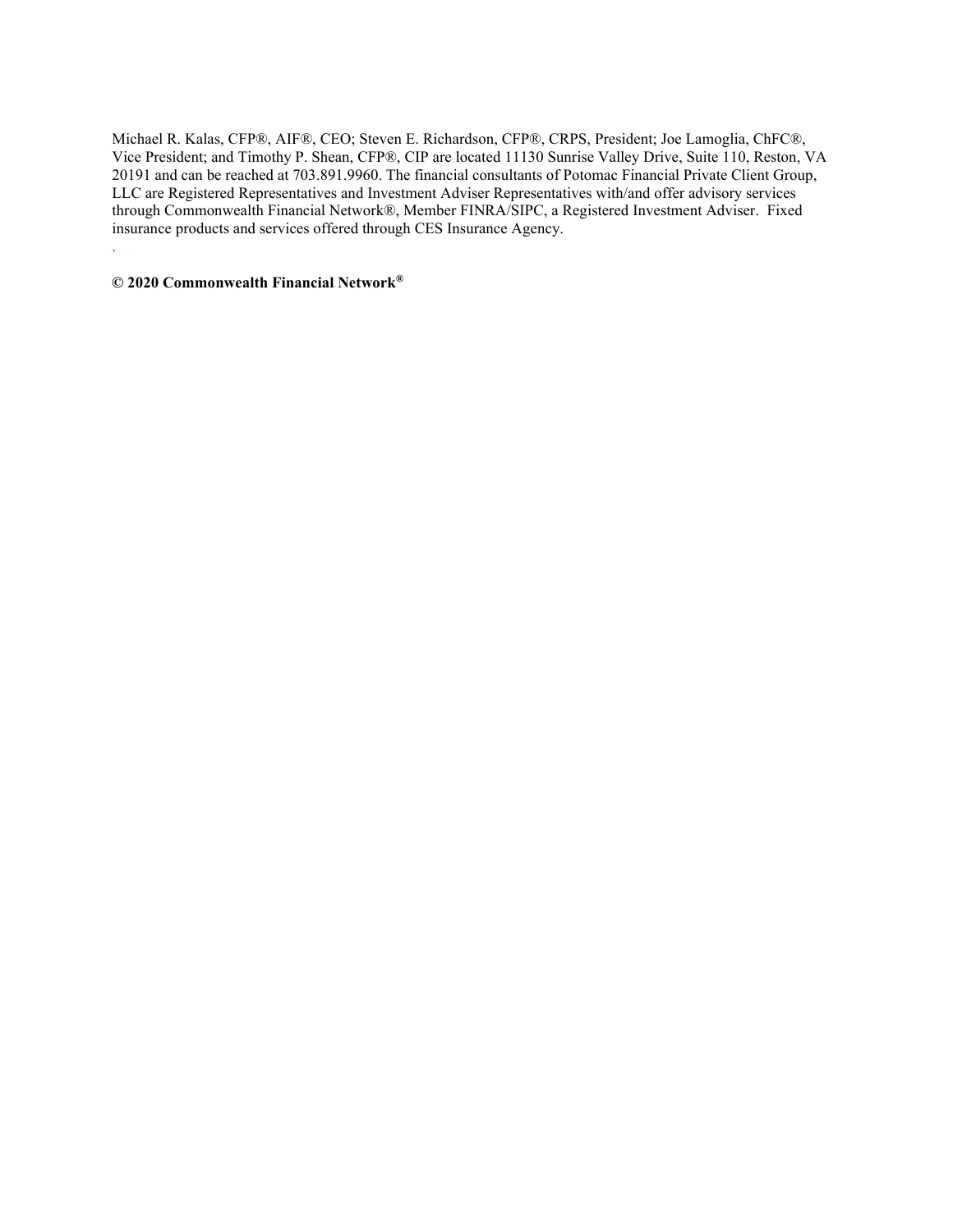Michael R. Kalas, CFP®, AIF®, CEO; Steven E. Richardson, CFP®, CRPS, President; Joe Lamoglia, ChFC®, Vice President; and Timothy P. Shean, CFP®, CIP are located 11130 Sunrise Valley Drive, Suite 110, Reston, VA 20191 and can be reached at 703.891.9960. The financial consultants of Potomac Financial Private Client Group, LLC are Registered Representatives and Investment Adviser Representatives with/and offer advisory services through Commonwealth Financial Network®, Member FINRA/SIPC, a Registered Investment Adviser. Fixed insurance products and services offered through CES Insurance Agency.

.

**© 2020 Commonwealth Financial Network®**